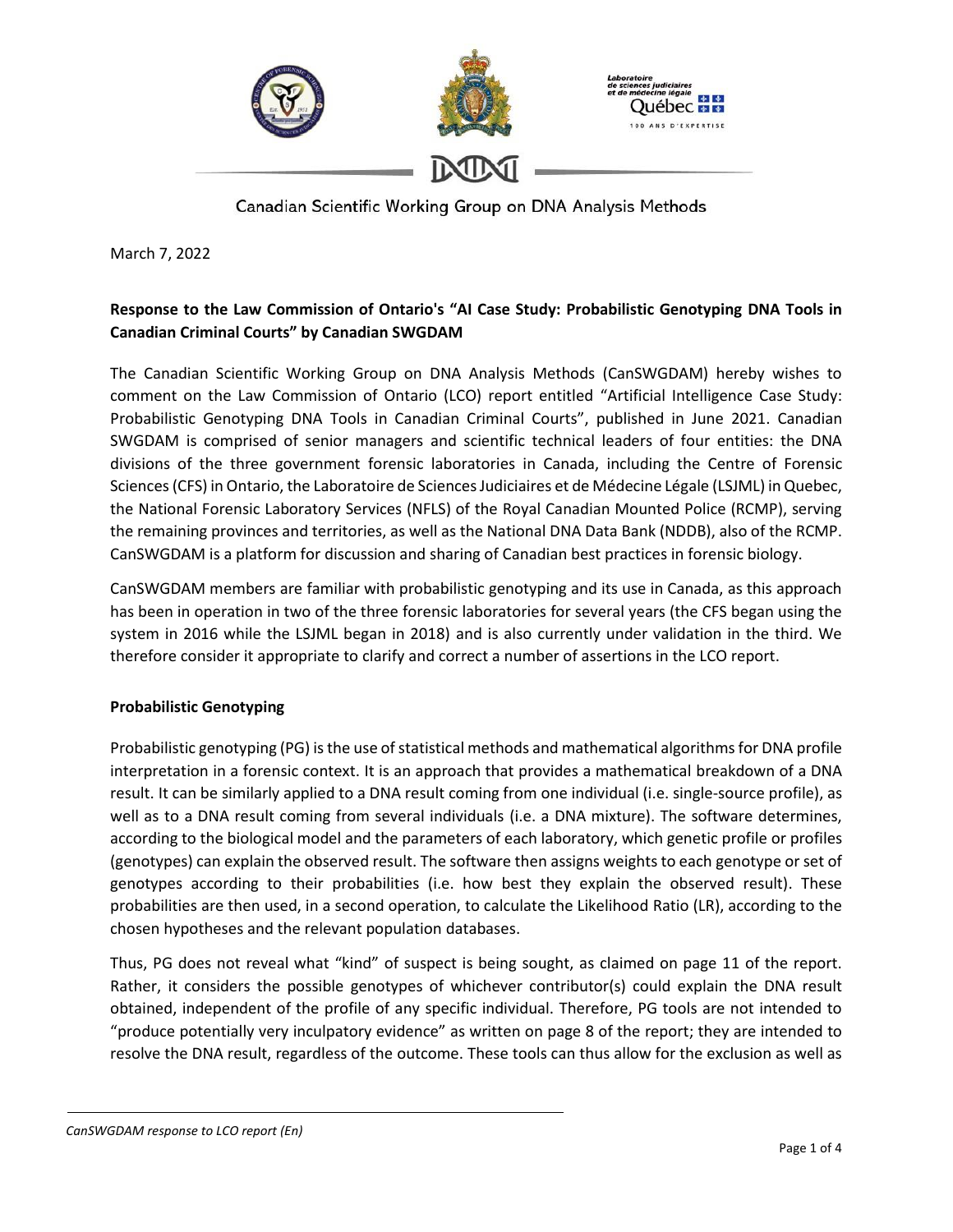Canadian Scientific Working Group on DNA Analysis Methods

March 7, 2022

**Response to the Law Commission of Ontario's "AI Case Study: Probabilistic Genotyping DNA Tools in Canadian Criminal Courts" by Canadian SWGDAM**

The Canadian Scientific Working Group on DNA Analysis Methods (CanSWGDAM) hereby wishes to comment on the Law Commission of Ontario (LCO) report entitled "Artificial Intelligence Case Study: Probabilistic Genotyping DNA Tools in Canadian Criminal Courts", published in June 2021. Canadian SWGDAM is comprised of senior managers and scientific technical leaders of four entities: the DNA divisions of the three government forensic laboratories in Canada, including the Centre of Forensic Sciences (CFS) in Ontario, the Laboratoire de Sciences Judiciaires et de Médecine Légale (LSJML) in Quebec, the National Forensic Laboratory Services (NFLS) of the Royal Canadian Mounted Police (RCMP), serving the remaining provinces and territories, as well as the National DNA Data Bank (NDDB), also of the RCMP. CanSWGDAM is a platform for discussion and sharing of Canadian best practices in forensic biology.

CanSWGDAM members are familiar with probabilistic genotyping and its use in Canada, as this approach has been in operation in two of the three forensic laboratories for several years (the CFS began using the system in 2016 while the LSJML began in 2018) and is also currently under validation in the third. We therefore consider it appropriate to clarify and correct a number of assertions in the LCO report.

**Probabilistic Genotyping**

Probabilistic genotyping (PG) is the use of statistical methods and mathematical algorithms for DNA profile interpretation in a forensic context. It is an approach that provides a mathematical breakdown of a DNA result. It can be similarly applied to a DNA result coming from one individual (i.e. single-source profile), as well as to a DNA result coming from several individuals (i.e. a DNA mixture). The software determines, according to the biological model and the parameters of each laboratory, which genetic profile or profiles (genotypes) can explain the observed result. The software then assigns weights to each genotype or set of genotypes according to their probabilities (i.e. how best they explain the observed result). These probabilities are then used, in a second operation, to calculate the Likelihood Ratio (LR), according to the chosen hypotheses and the relevant population databases.

Thus, PG does not reveal what "kind" of suspect is being sought, as claimed on page 11 of the report. Rather, it considers the possible genotypes of whichever contributor(s) could explain the DNA result obtained, independent of the profile of any specific individual. Therefore, PG tools are not intended to "produce potentially very inculpatory evidence" as written on page 8 of the report; they are intended to resolve the DNA result, regardless of the outcome. These tools can thus allow for the exclusion as well as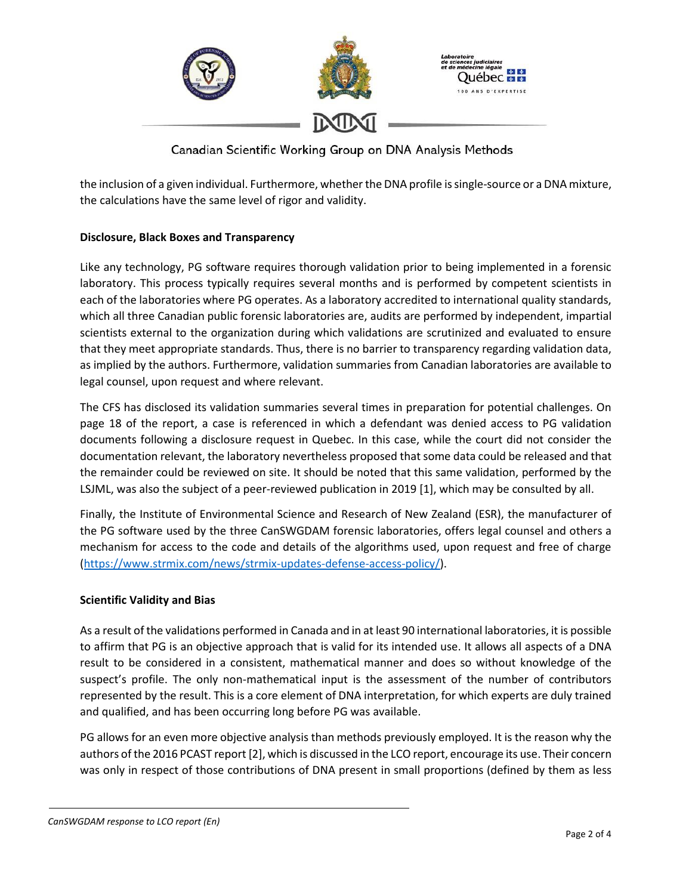the inclusion of a given individual. Furthermore, whether the DNA profile is single-source or a DNA mixture, the calculations have the same level of rigor and validity.

**Disclosure, Black Boxes and Transparency**

Like any technology, PG software requires thorough validation prior to being implemented in a forensic laboratory. This process typically requires several months and is performed by competent scientists in each of the laboratories where PG operates. As a laboratory accredited to international quality standards, which all three Canadian public forensic laboratories are, audits are performed by independent, impartial scientists external to the organization during which validations are scrutinized and evaluated to ensure that they meet appropriate standards. Thus, there is no barrier to transparency regarding validation data, as implied by the authors. Furthermore, validation summaries from Canadian laboratories are available to legal counsel, upon request and where relevant.

The CFS has disclosed its validation summaries several times in preparation for potential challenges. On page 18 of the report, a case is referenced in which a defendant was denied access to PG validation documents following a disclosure request in Quebec. In this case, while the court did not consider the documentation relevant, the laboratory nevertheless proposed that some data could be released and that the remainder could be reviewed on site. It should be noted that this same validation, performed by the LSJML, was also the subject of a peer-reviewed publication in 2019 [1], which may be consulted by all.

Finally, the Institute of Environmental Science and Research of New Zealand (ESR), the manufacturer of the PG software used by the three CanSWGDAM forensic laboratories, offers legal counsel and others a mechanism for access to the code and details of the algorithms used, upon request and free of charge (https://www.strmix.com/news/strmix-updates-defense-access-policy/).

**Scientific Validity and Bias**

As a result of the validations performed in Canada and in at least 90 international laboratories, it is possible to affirm that PG is an objective approach that is valid for its intended use. It allows all aspects of a DNA result to be considered in a consistent, mathematical manner and does so without knowledge of the suspect's profile. The only non-mathematical input is the assessment of the number of contributors represented by the result. This is a core element of DNA interpretation, for which experts are duly trained and qualified, and has been occurring long before PG was available.

PG allows for an even more objective analysis than methods previously employed. It is the reason why the authors of the 2016 PCAST report [2], which is discussed in the LCO report, encourage its use. Their concern was only in respect of those contributions of DNA present in small proportions (defined by them as less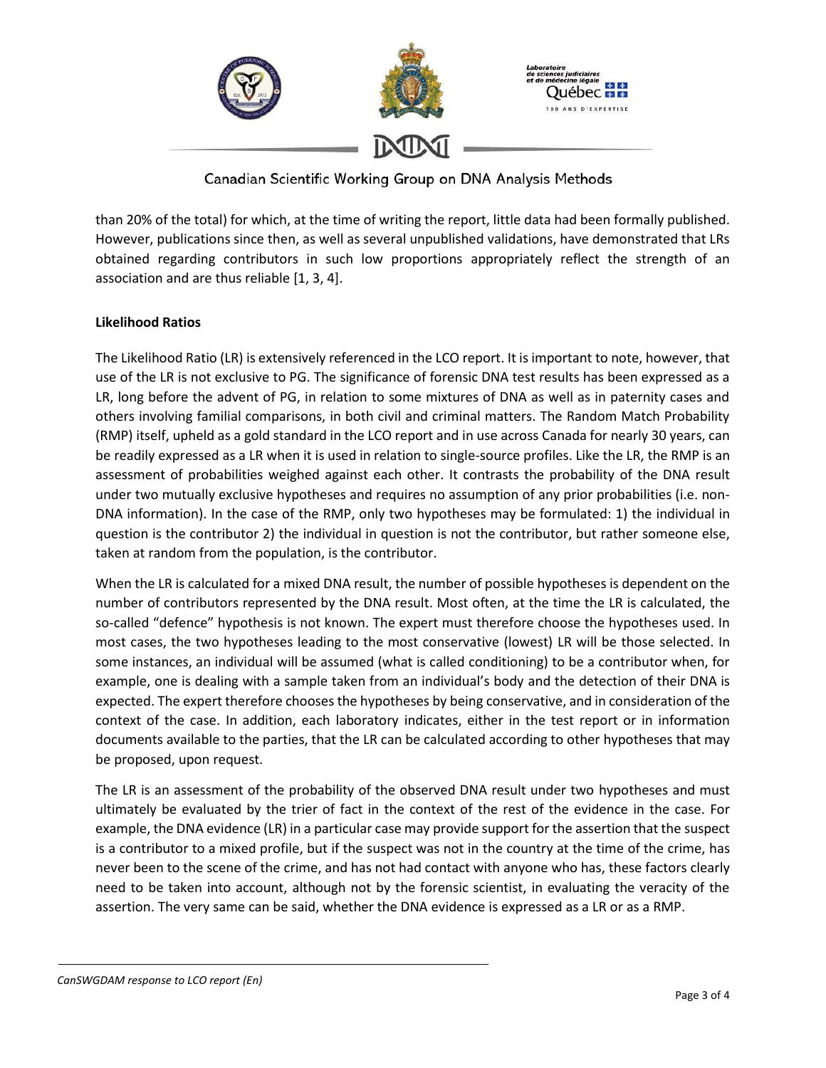than 20% of the total) for which, at the time of writing the report, little data had been formally published. However, publications since then, as well as several unpublished validations, have demonstrated that LRs obtained regarding contributors in such low proportions appropriately reflect the strength of an association and are thus reliable [1, 3, 4].

**Likelihood Ratios**

The Likelihood Ratio (LR) is extensively referenced in the LCO report. It is important to note, however, that use of the LR is not exclusive to PG. The significance of forensic DNA test results has been expressed as a LR, long before the advent of PG, in relation to some mixtures of DNA as well as in paternity cases and others involving familial comparisons, in both civil and criminal matters. The Random Match Probability (RMP) itself, upheld as a gold standard in the LCO report and in use across Canada for nearly 30 years, can be readily expressed as a LR when it is used in relation to single-source profiles. Like the LR, the RMP is an assessment of probabilities weighed against each other. It contrasts the probability of the DNA result under two mutually exclusive hypotheses and requires no assumption of any prior probabilities (i.e. non-DNA information). In the case of the RMP, only two hypotheses may be formulated: 1) the individual in question is the contributor 2) the individual in question is not the contributor, but rather someone else, taken at random from the population, is the contributor.

When the LR is calculated for a mixed DNA result, the number of possible hypotheses is dependent on the number of contributors represented by the DNA result. Most often, at the time the LR is calculated, the so-called "defence" hypothesis is not known. The expert must therefore choose the hypotheses used. In most cases, the two hypotheses leading to the most conservative (lowest) LR will be those selected. In some instances, an individual will be assumed (what is called conditioning) to be a contributor when, for example, one is dealing with a sample taken from an individual's body and the detection of their DNA is expected. The expert therefore chooses the hypotheses by being conservative, and in consideration of the context of the case. In addition, each laboratory indicates, either in the test report or in information documents available to the parties, that the LR can be calculated according to other hypotheses that may be proposed, upon request.

The LR is an assessment of the probability of the observed DNA result under two hypotheses and must ultimately be evaluated by the trier of fact in the context of the rest of the evidence in the case. For example, the DNA evidence (LR) in a particular case may provide support for the assertion that the suspect is a contributor to a mixed profile, but if the suspect was not in the country at the time of the crime, has never been to the scene of the crime, and has not had contact with anyone who has, these factors clearly need to be taken into account, although not by the forensic scientist, in evaluating the veracity of the assertion. The very same can be said, whether the DNA evidence is expressed as a LR or as a RMP.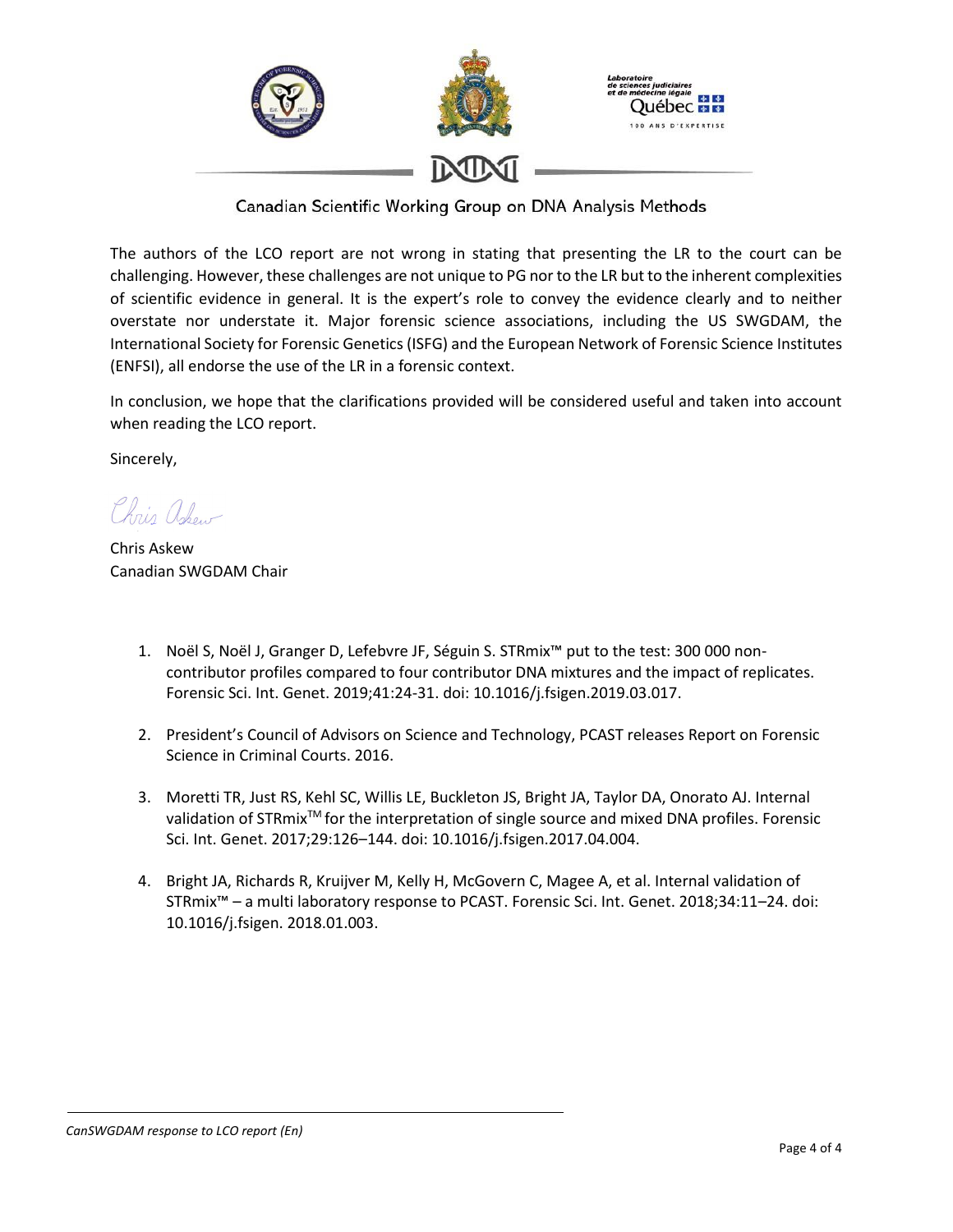Canadian Scientific Working Group on DNA Analysis Methods

The authors of the LCO report are not wrong in stating that presenting the LR to the court can be challenging. However, these challenges are not unique to PG nor to the LR but to the inherent complexities of scientific evidence in general. It is the expert's role to convey the evidence clearly and to neither overstate nor understate it. Major forensic science associations, including the US SWGDAM, the International Society for Forensic Genetics (ISFG) and the European Network of Forensic Science Institutes (ENFSI), all endorse the use of the LR in a forensic context.

In conclusion, we hope that the clarifications provided will be considered useful and taken into account when reading the LCO report.

Sincerely,

Chris Askew

Chris Askew
Canadian SWGDAM Chair

1. Noël S, Noël J, Granger D, Lefebvre JF, Séguin S. STRmix™ put to the test: 300 000 non-contributor profiles compared to four contributor DNA mixtures and the impact of replicates. Forensic Sci. Int. Genet. 2019;41:24-31. doi: 10.1016/j.fsigen.2019.03.017.

2. President's Council of Advisors on Science and Technology, PCAST releases Report on Forensic Science in Criminal Courts. 2016.

3. Moretti TR, Just RS, Kehl SC, Willis LE, Buckleton JS, Bright JA, Taylor DA, Onorato AJ. Internal validation of STRmix™ for the interpretation of single source and mixed DNA profiles. Forensic Sci. Int. Genet. 2017;29:126–144. doi: 10.1016/j.fsigen.2017.04.004.

4. Bright JA, Richards R, Kruijver M, Kelly H, McGovern C, Magee A, et al. Internal validation of STRmix™ – a multi laboratory response to PCAST. Forensic Sci. Int. Genet. 2018;34:11–24. doi: 10.1016/j.fsigen. 2018.01.003.